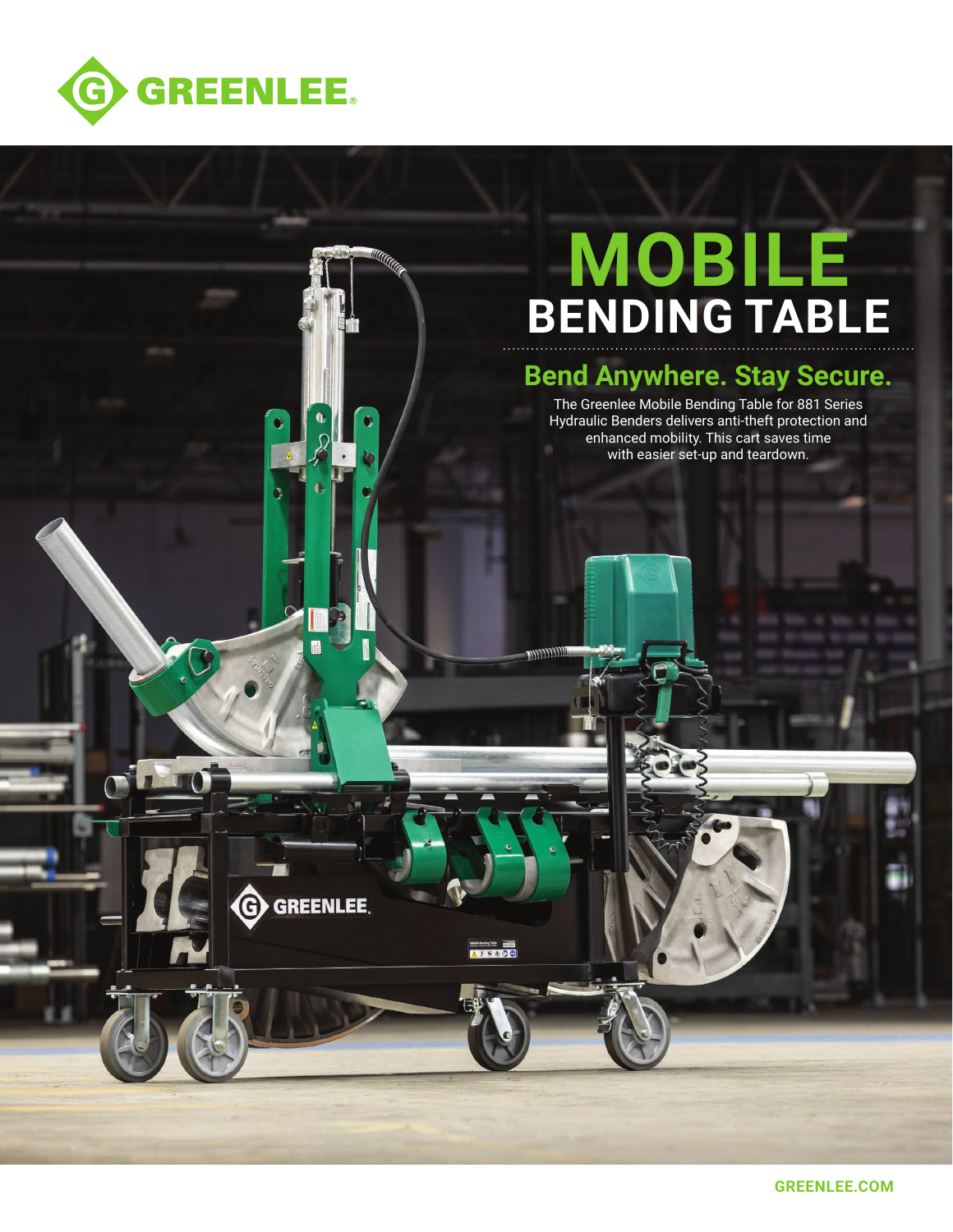GREENLEE®

# MOBILE BENDING TABLE

## Bend Anywhere. Stay Secure.

The Greenlee Mobile Bending Table for 881 Series Hydraulic Benders delivers anti-theft protection and enhanced mobility. This cart saves time with easier set-up and teardown.

GREENLEE.COM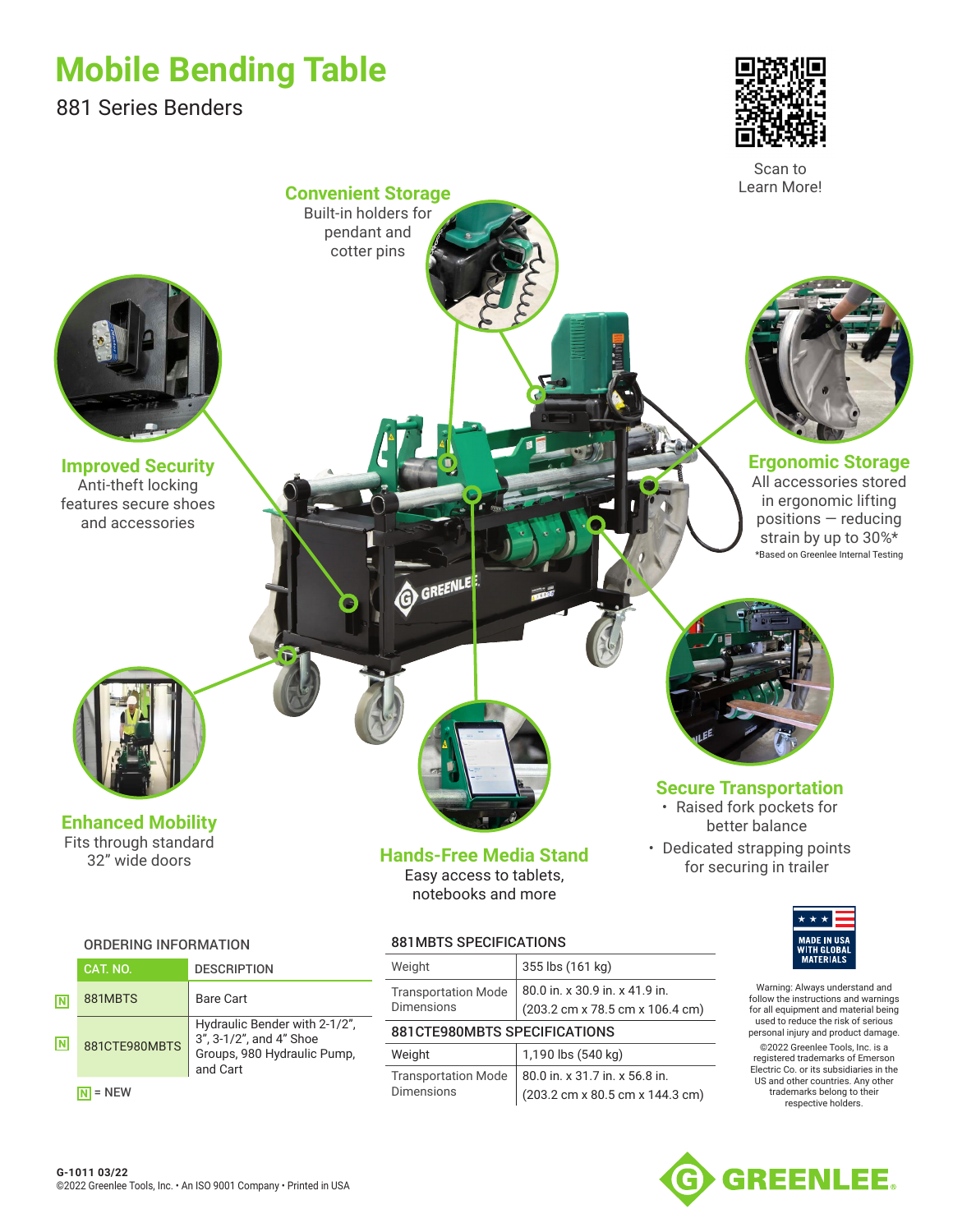# Mobile Bending Table

881 Series Benders

Scan to Learn More!

### Convenient Storage

Built-in holders for pendant and cotter pins

### Improved Security

Anti-theft locking features secure shoes and accessories

### Ergonomic Storage

All accessories stored in ergonomic lifting positions — reducing strain by up to 30%*

*Based on Greenlee Internal Testing

### Enhanced Mobility

Fits through standard 32" wide doors

### Hands-Free Media Stand

Easy access to tablets, notebooks and more

### Secure Transportation

- Raised fork pockets for better balance
- Dedicated strapping points for securing in trailer

ORDERING INFORMATION

| | CAT. NO. | DESCRIPTION |
|---|---|---|
| N | 881MBTS | Bare Cart |
| N | 881CTE980MBTS | Hydraulic Bender with 2-1/2", 3", 3-1/2", and 4" Shoe Groups, 980 Hydraulic Pump, and Cart |

N = NEW

881MBTS SPECIFICATIONS

| | |
|---|---|
| Weight | 355 lbs (161 kg) |
| Transportation Mode Dimensions | 80.0 in. x 30.9 in. x 41.9 in. (203.2 cm x 78.5 cm x 106.4 cm) |

881CTE980MBTS SPECIFICATIONS

| | |
|---|---|
| Weight | 1,190 lbs (540 kg) |
| Transportation Mode Dimensions | 80.0 in. x 31.7 in. x 56.8 in. (203.2 cm x 80.5 cm x 144.3 cm) |

MADE IN USA WITH GLOBAL MATERIALS

Warning: Always understand and follow the instructions and warnings for all equipment and material being used to reduce the risk of serious personal injury and product damage.

©2022 Greenlee Tools, Inc. is a registered trademarks of Emerson Electric Co. or its subsidiaries in the US and other countries. Any other trademarks belong to their respective holders.

G-1011 03/22

©2022 Greenlee Tools, Inc. • An ISO 9001 Company • Printed in USA

GREENLEE